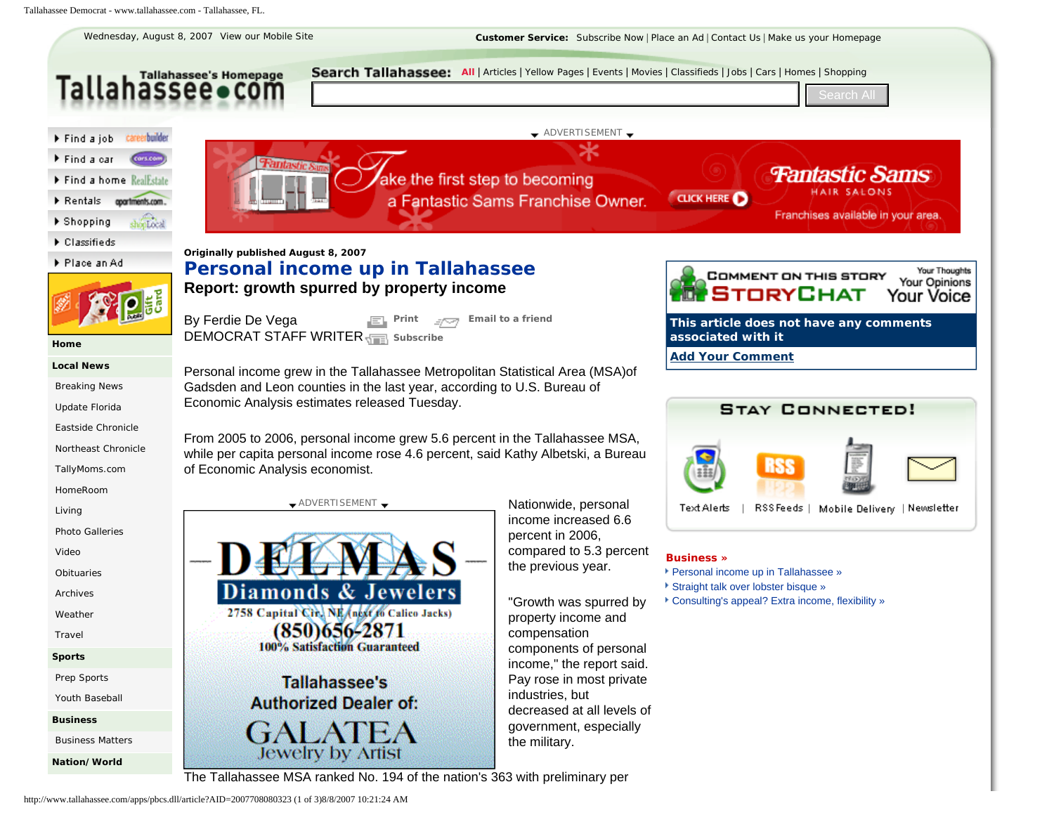Wednesday, August 8, 2007 View our Mobile Site

**Customer Service:** Subscribe Now | Place an Ad | Contact Us | Make us your Homepage

Tallahassee.com — Tallahassee's Homepage

**Search Tallahassee:** All | Articles | Yellow Pages | Events | Movies | Classifieds | Jobs | Cars | Homes | Shopping

Search All

- Find a job
- Find a car
- Find a home
- Rentals
- Shopping
- Classifieds
- Place an Ad

**Home**

**Local News**

- Breaking News
- Update Florida
- Eastside Chronicle
- Northeast Chronicle
- TallyMoms.com
- HomeRoom
- Living
- Photo Galleries
- Video
- Obituaries
- Archives
- Weather
- Travel

**Sports**

- Prep Sports
- Youth Baseball

**Business**

- Business Matters

**Nation/ World**

ADVERTISEMENT

**Originally published August 8, 2007**

# Personal income up in Tallahassee

## Report: growth spurred by property income

By Ferdie De Vega
DEMOCRAT STAFF WRITER

Print | Email to a friend | Subscribe

Personal income grew in the Tallahassee Metropolitan Statistical Area (MSA)of Gadsden and Leon counties in the last year, according to U.S. Bureau of Economic Analysis estimates released Tuesday.

From 2005 to 2006, personal income grew 5.6 percent in the Tallahassee MSA, while per capita personal income rose 4.6 percent, said Kathy Albetski, a Bureau of Economic Analysis economist.

ADVERTISEMENT

Nationwide, personal income increased 6.6 percent in 2006, compared to 5.3 percent the previous year.

"Growth was spurred by property income and compensation components of personal income," the report said. Pay rose in most private industries, but decreased at all levels of government, especially the military.

The Tallahassee MSA ranked No. 194 of the nation's 363 with preliminary per

**COMMENT ON THIS STORY — STORYCHAT** — Your Thoughts Your Opinions Your Voice

**This article does not have any comments associated with it**

**Add Your Comment**

**STAY CONNECTED!**

Text Alerts | RSS Feeds | Mobile Delivery | Newsletter

**Business »**

- Personal income up in Tallahassee »
- Straight talk over lobster bisque »
- Consulting's appeal? Extra income, flexibility »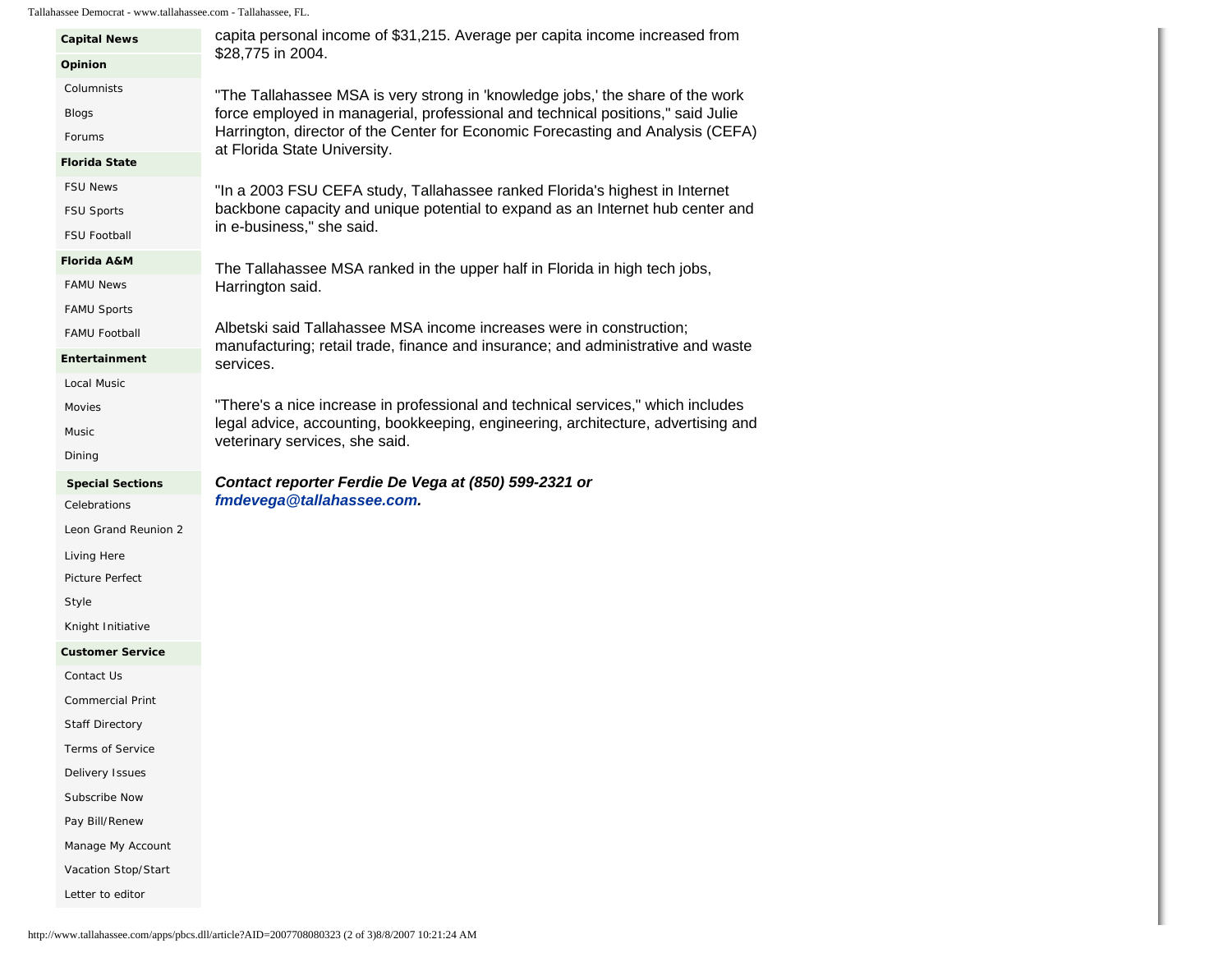capita personal income of $31,215. Average per capita income increased from $28,775 in 2004.

"The Tallahassee MSA is very strong in 'knowledge jobs,' the share of the work force employed in managerial, professional and technical positions," said Julie Harrington, director of the Center for Economic Forecasting and Analysis (CEFA) at Florida State University.

"In a 2003 FSU CEFA study, Tallahassee ranked Florida's highest in Internet backbone capacity and unique potential to expand as an Internet hub center and in e-business," she said.

The Tallahassee MSA ranked in the upper half in Florida in high tech jobs, Harrington said.

Albetski said Tallahassee MSA income increases were in construction; manufacturing; retail trade, finance and insurance; and administrative and waste services.

"There's a nice increase in professional and technical services," which includes legal advice, accounting, bookkeeping, engineering, architecture, advertising and veterinary services, she said.

***Contact reporter Ferdie De Vega at (850) 599-2321 or fmdevega@tallahassee.com.***